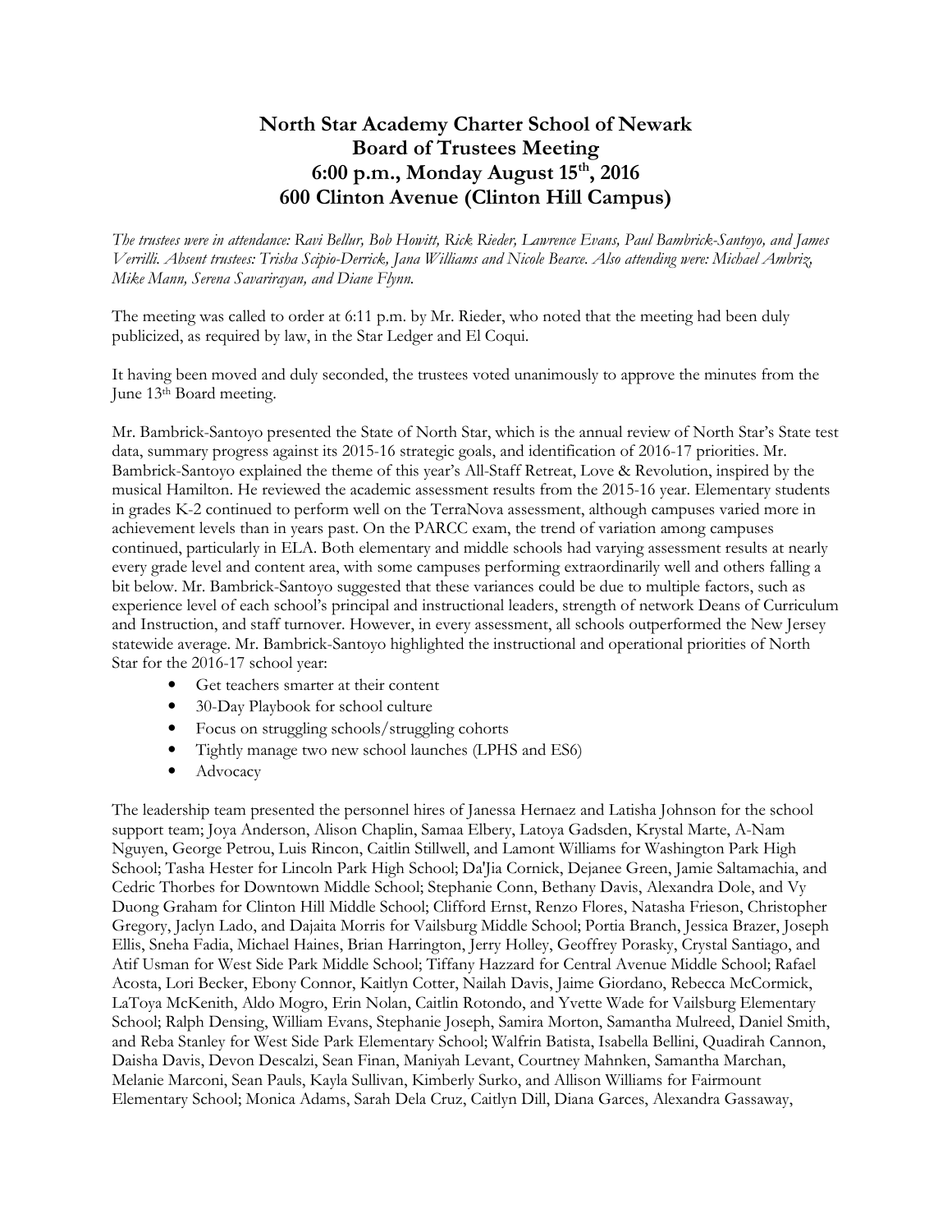# North Star Academy Charter School of Newark
# Board of Trustees Meeting
# 6:00 p.m., Monday August 15th, 2016
# 600 Clinton Avenue (Clinton Hill Campus)

*The trustees were in attendance: Ravi Bellur, Bob Howitt, Rick Rieder, Lawrence Evans, Paul Bambrick-Santoyo, and James Verrilli. Absent trustees: Trisha Scipio-Derrick, Jana Williams and Nicole Bearce. Also attending were: Michael Ambriz, Mike Mann, Serena Savarirayan, and Diane Flynn.*

The meeting was called to order at 6:11 p.m. by Mr. Rieder, who noted that the meeting had been duly publicized, as required by law, in the Star Ledger and El Coqui.

It having been moved and duly seconded, the trustees voted unanimously to approve the minutes from the June 13th Board meeting.

Mr. Bambrick-Santoyo presented the State of North Star, which is the annual review of North Star's State test data, summary progress against its 2015-16 strategic goals, and identification of 2016-17 priorities. Mr. Bambrick-Santoyo explained the theme of this year's All-Staff Retreat, Love & Revolution, inspired by the musical Hamilton. He reviewed the academic assessment results from the 2015-16 year. Elementary students in grades K-2 continued to perform well on the TerraNova assessment, although campuses varied more in achievement levels than in years past. On the PARCC exam, the trend of variation among campuses continued, particularly in ELA. Both elementary and middle schools had varying assessment results at nearly every grade level and content area, with some campuses performing extraordinarily well and others falling a bit below. Mr. Bambrick-Santoyo suggested that these variances could be due to multiple factors, such as experience level of each school's principal and instructional leaders, strength of network Deans of Curriculum and Instruction, and staff turnover. However, in every assessment, all schools outperformed the New Jersey statewide average. Mr. Bambrick-Santoyo highlighted the instructional and operational priorities of North Star for the 2016-17 school year:

- Get teachers smarter at their content
- 30-Day Playbook for school culture
- Focus on struggling schools/struggling cohorts
- Tightly manage two new school launches (LPHS and ES6)
- Advocacy

The leadership team presented the personnel hires of Janessa Hernaez and Latisha Johnson for the school support team; Joya Anderson, Alison Chaplin, Samaa Elbery, Latoya Gadsden, Krystal Marte, A-Nam Nguyen, George Petrou, Luis Rincon, Caitlin Stillwell, and Lamont Williams for Washington Park High School; Tasha Hester for Lincoln Park High School; Da'Jia Cornick, Dejanee Green, Jamie Saltamachia, and Cedric Thorbes for Downtown Middle School; Stephanie Conn, Bethany Davis, Alexandra Dole, and Vy Duong Graham for Clinton Hill Middle School; Clifford Ernst, Renzo Flores, Natasha Frieson, Christopher Gregory, Jaclyn Lado, and Dajaita Morris for Vailsburg Middle School; Portia Branch, Jessica Brazer, Joseph Ellis, Sneha Fadia, Michael Haines, Brian Harrington, Jerry Holley, Geoffrey Porasky, Crystal Santiago, and Atif Usman for West Side Park Middle School; Tiffany Hazzard for Central Avenue Middle School; Rafael Acosta, Lori Becker, Ebony Connor, Kaitlyn Cotter, Nailah Davis, Jaime Giordano, Rebecca McCormick, LaToya McKenith, Aldo Mogro, Erin Nolan, Caitlin Rotondo, and Yvette Wade for Vailsburg Elementary School; Ralph Densing, William Evans, Stephanie Joseph, Samira Morton, Samantha Mulreed, Daniel Smith, and Reba Stanley for West Side Park Elementary School; Walfrin Batista, Isabella Bellini, Quadirah Cannon, Daisha Davis, Devon Descalzi, Sean Finan, Maniyah Levant, Courtney Mahnken, Samantha Marchan, Melanie Marconi, Sean Pauls, Kayla Sullivan, Kimberly Surko, and Allison Williams for Fairmount Elementary School; Monica Adams, Sarah Dela Cruz, Caitlyn Dill, Diana Garces, Alexandra Gassaway,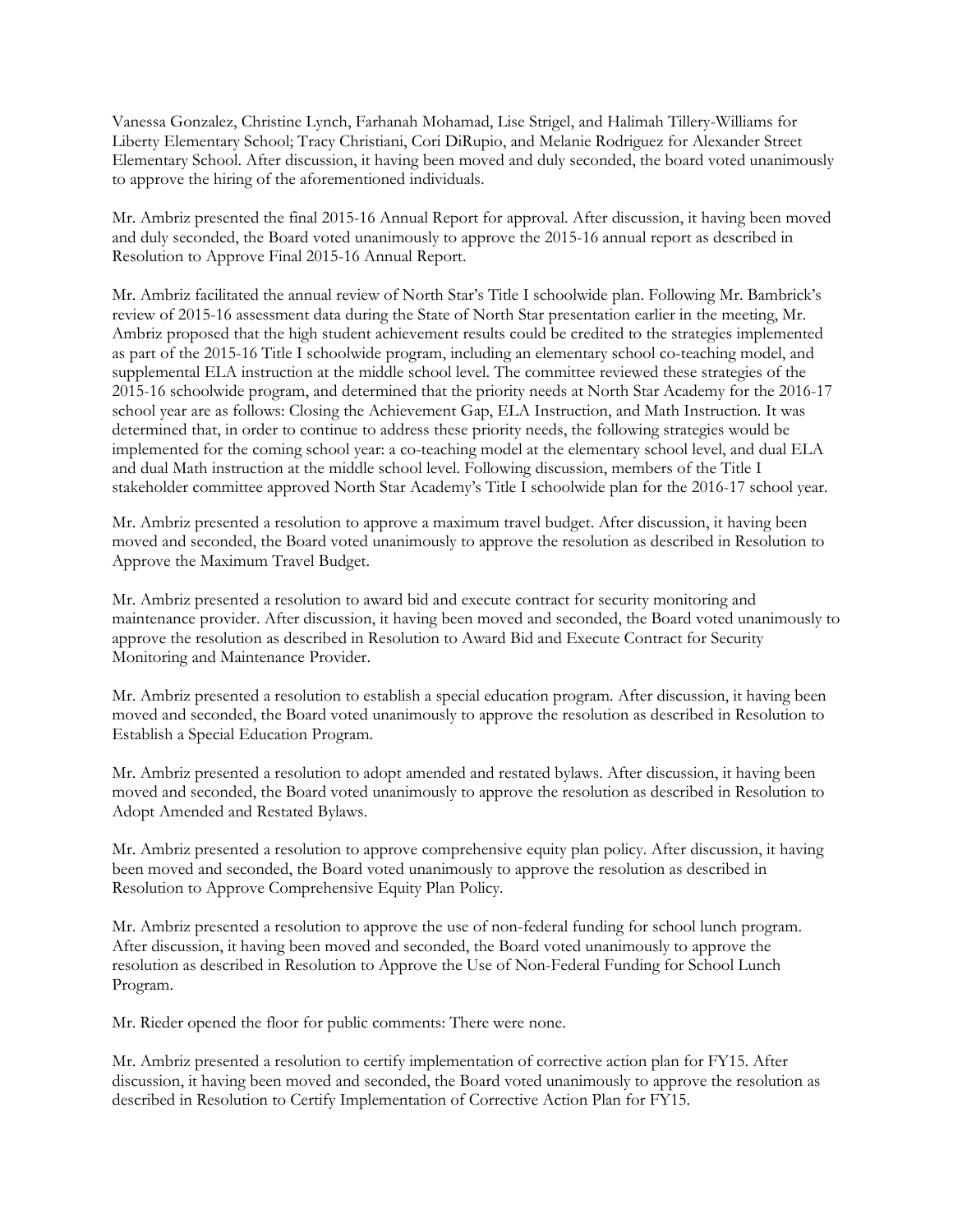Vanessa Gonzalez, Christine Lynch, Farhanah Mohamad, Lise Strigel, and Halimah Tillery-Williams for Liberty Elementary School; Tracy Christiani, Cori DiRupio, and Melanie Rodriguez for Alexander Street Elementary School. After discussion, it having been moved and duly seconded, the board voted unanimously to approve the hiring of the aforementioned individuals.

Mr. Ambriz presented the final 2015-16 Annual Report for approval. After discussion, it having been moved and duly seconded, the Board voted unanimously to approve the 2015-16 annual report as described in Resolution to Approve Final 2015-16 Annual Report.

Mr. Ambriz facilitated the annual review of North Star's Title I schoolwide plan. Following Mr. Bambrick's review of 2015-16 assessment data during the State of North Star presentation earlier in the meeting, Mr. Ambriz proposed that the high student achievement results could be credited to the strategies implemented as part of the 2015-16 Title I schoolwide program, including an elementary school co-teaching model, and supplemental ELA instruction at the middle school level. The committee reviewed these strategies of the 2015-16 schoolwide program, and determined that the priority needs at North Star Academy for the 2016-17 school year are as follows: Closing the Achievement Gap, ELA Instruction, and Math Instruction. It was determined that, in order to continue to address these priority needs, the following strategies would be implemented for the coming school year: a co-teaching model at the elementary school level, and dual ELA and dual Math instruction at the middle school level. Following discussion, members of the Title I stakeholder committee approved North Star Academy's Title I schoolwide plan for the 2016-17 school year.

Mr. Ambriz presented a resolution to approve a maximum travel budget. After discussion, it having been moved and seconded, the Board voted unanimously to approve the resolution as described in Resolution to Approve the Maximum Travel Budget.

Mr. Ambriz presented a resolution to award bid and execute contract for security monitoring and maintenance provider. After discussion, it having been moved and seconded, the Board voted unanimously to approve the resolution as described in Resolution to Award Bid and Execute Contract for Security Monitoring and Maintenance Provider.

Mr. Ambriz presented a resolution to establish a special education program. After discussion, it having been moved and seconded, the Board voted unanimously to approve the resolution as described in Resolution to Establish a Special Education Program.

Mr. Ambriz presented a resolution to adopt amended and restated bylaws. After discussion, it having been moved and seconded, the Board voted unanimously to approve the resolution as described in Resolution to Adopt Amended and Restated Bylaws.

Mr. Ambriz presented a resolution to approve comprehensive equity plan policy. After discussion, it having been moved and seconded, the Board voted unanimously to approve the resolution as described in Resolution to Approve Comprehensive Equity Plan Policy.

Mr. Ambriz presented a resolution to approve the use of non-federal funding for school lunch program. After discussion, it having been moved and seconded, the Board voted unanimously to approve the resolution as described in Resolution to Approve the Use of Non-Federal Funding for School Lunch Program.

Mr. Rieder opened the floor for public comments: There were none.

Mr. Ambriz presented a resolution to certify implementation of corrective action plan for FY15. After discussion, it having been moved and seconded, the Board voted unanimously to approve the resolution as described in Resolution to Certify Implementation of Corrective Action Plan for FY15.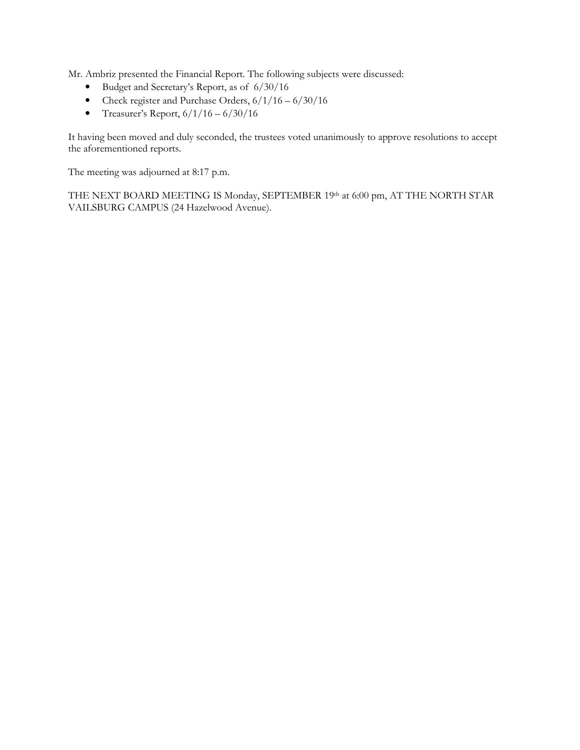Mr. Ambriz presented the Financial Report. The following subjects were discussed:

- Budget and Secretary's Report, as of 6/30/16
- Check register and Purchase Orders, 6/1/16 – 6/30/16
- Treasurer's Report, 6/1/16 – 6/30/16

It having been moved and duly seconded, the trustees voted unanimously to approve resolutions to accept the aforementioned reports.

The meeting was adjourned at 8:17 p.m.

THE NEXT BOARD MEETING IS Monday, SEPTEMBER 19th at 6:00 pm, AT THE NORTH STAR VAILSBURG CAMPUS (24 Hazelwood Avenue).